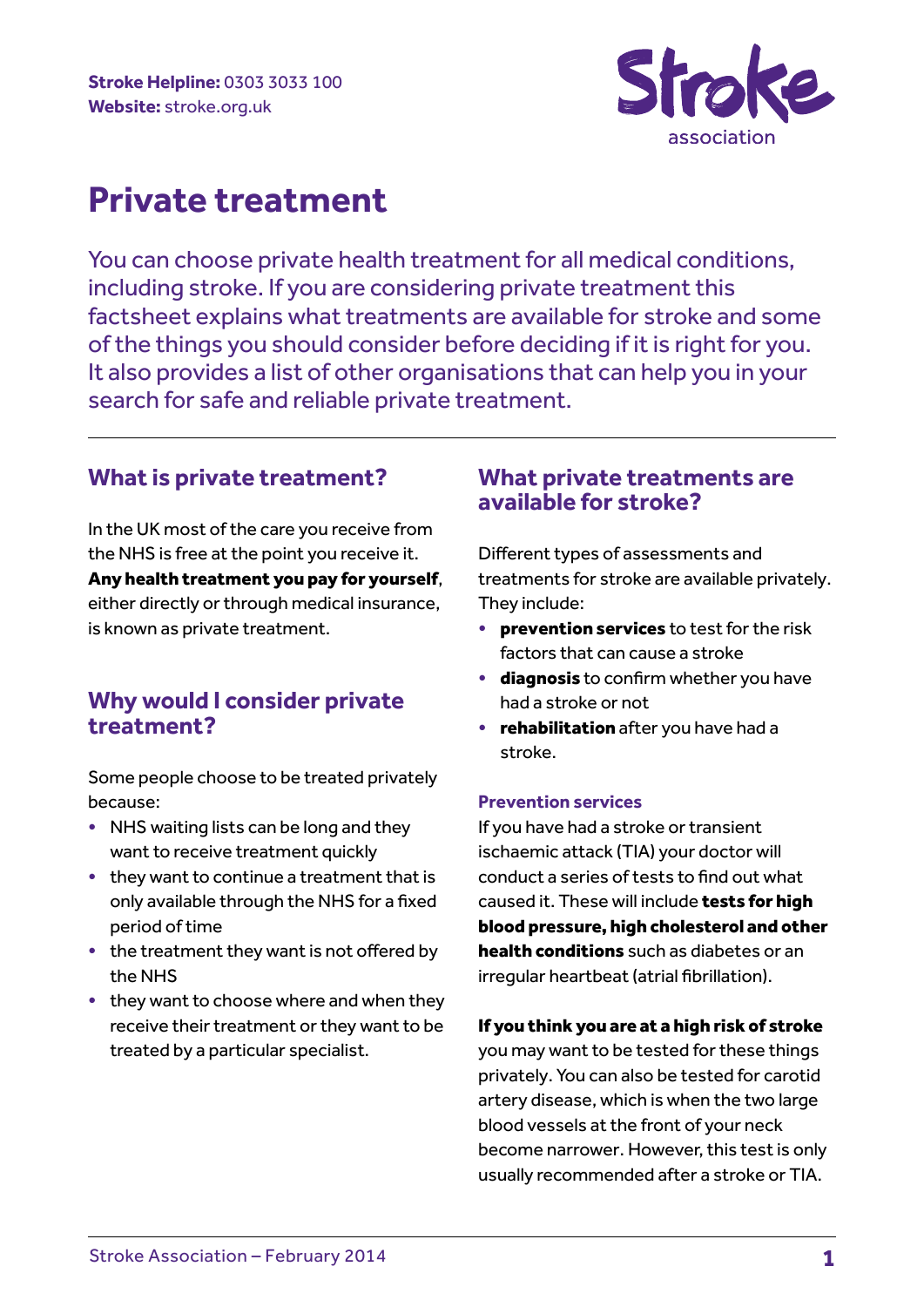**Stroke Helpline:** 0303 3033 100
**Website:** stroke.org.uk

Stroke association

# Private treatment

You can choose private health treatment for all medical conditions, including stroke. If you are considering private treatment this factsheet explains what treatments are available for stroke and some of the things you should consider before deciding if it is right for you. It also provides a list of other organisations that can help you in your search for safe and reliable private treatment.

## What is private treatment?

In the UK most of the care you receive from the NHS is free at the point you receive it. **Any health treatment you pay for yourself**, either directly or through medical insurance, is known as private treatment.

## Why would I consider private treatment?

Some people choose to be treated privately because:

- NHS waiting lists can be long and they want to receive treatment quickly
- they want to continue a treatment that is only available through the NHS for a fixed period of time
- the treatment they want is not offered by the NHS
- they want to choose where and when they receive their treatment or they want to be treated by a particular specialist.

## What private treatments are available for stroke?

Different types of assessments and treatments for stroke are available privately. They include:

- **prevention services** to test for the risk factors that can cause a stroke
- **diagnosis** to confirm whether you have had a stroke or not
- **rehabilitation** after you have had a stroke.

### Prevention services

If you have had a stroke or transient ischaemic attack (TIA) your doctor will conduct a series of tests to find out what caused it. These will include **tests for high blood pressure, high cholesterol and other health conditions** such as diabetes or an irregular heartbeat (atrial fibrillation).

**If you think you are at a high risk of stroke** you may want to be tested for these things privately. You can also be tested for carotid artery disease, which is when the two large blood vessels at the front of your neck become narrower. However, this test is only usually recommended after a stroke or TIA.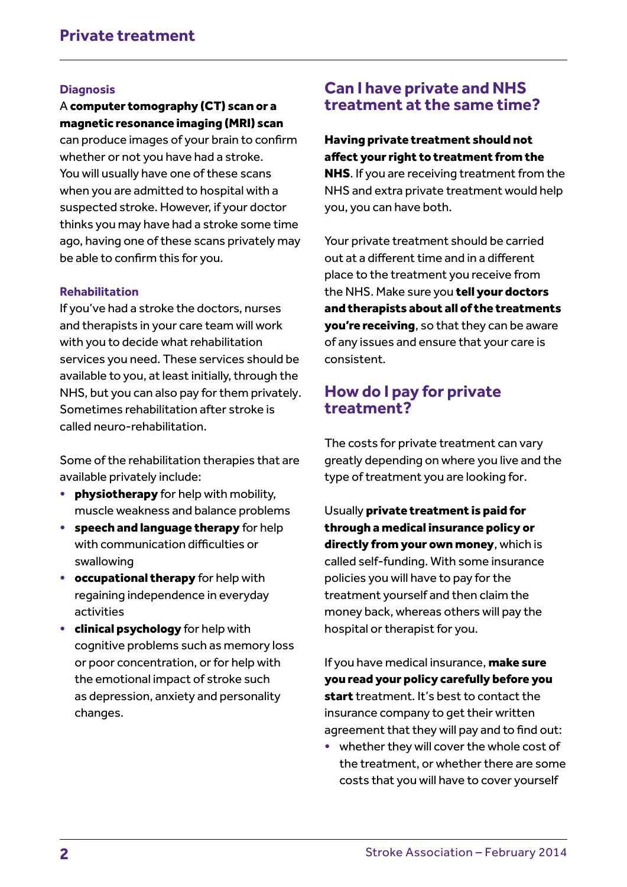## Private treatment

### Diagnosis

A **computer tomography (CT) scan or a magnetic resonance imaging (MRI) scan** can produce images of your brain to confirm whether or not you have had a stroke. You will usually have one of these scans when you are admitted to hospital with a suspected stroke. However, if your doctor thinks you may have had a stroke some time ago, having one of these scans privately may be able to confirm this for you.

### Rehabilitation

If you've had a stroke the doctors, nurses and therapists in your care team will work with you to decide what rehabilitation services you need. These services should be available to you, at least initially, through the NHS, but you can also pay for them privately. Sometimes rehabilitation after stroke is called neuro-rehabilitation.

Some of the rehabilitation therapies that are available privately include:

- **physiotherapy** for help with mobility, muscle weakness and balance problems
- **speech and language therapy** for help with communication difficulties or swallowing
- **occupational therapy** for help with regaining independence in everyday activities
- **clinical psychology** for help with cognitive problems such as memory loss or poor concentration, or for help with the emotional impact of stroke such as depression, anxiety and personality changes.

## Can I have private and NHS treatment at the same time?

**Having private treatment should not affect your right to treatment from the NHS**. If you are receiving treatment from the NHS and extra private treatment would help you, you can have both.

Your private treatment should be carried out at a different time and in a different place to the treatment you receive from the NHS. Make sure you **tell your doctors and therapists about all of the treatments you're receiving**, so that they can be aware of any issues and ensure that your care is consistent.

## How do I pay for private treatment?

The costs for private treatment can vary greatly depending on where you live and the type of treatment you are looking for.

Usually **private treatment is paid for through a medical insurance policy or directly from your own money**, which is called self-funding. With some insurance policies you will have to pay for the treatment yourself and then claim the money back, whereas others will pay the hospital or therapist for you.

If you have medical insurance, **make sure you read your policy carefully before you start** treatment. It's best to contact the insurance company to get their written agreement that they will pay and to find out:

- whether they will cover the whole cost of the treatment, or whether there are some costs that you will have to cover yourself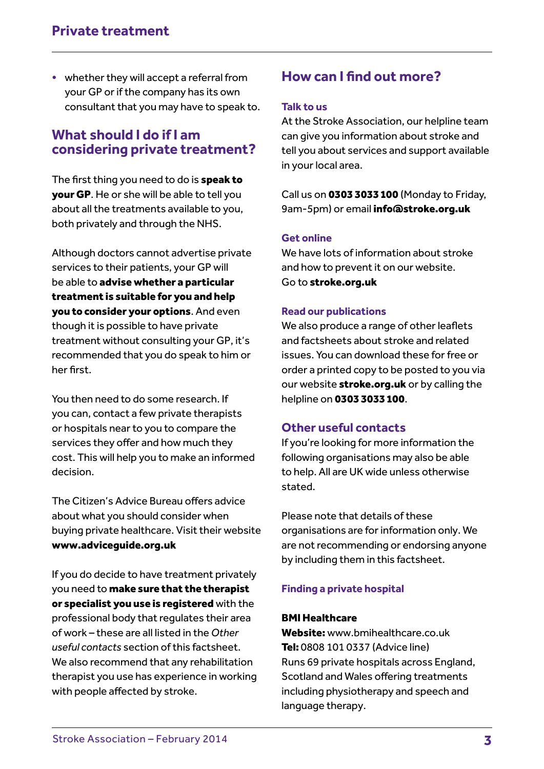- whether they will accept a referral from your GP or if the company has its own consultant that you may have to speak to.

## What should I do if I am considering private treatment?

The first thing you need to do is **speak to your GP**. He or she will be able to tell you about all the treatments available to you, both privately and through the NHS.

Although doctors cannot advertise private services to their patients, your GP will be able to **advise whether a particular treatment is suitable for you and help you to consider your options**. And even though it is possible to have private treatment without consulting your GP, it's recommended that you do speak to him or her first.

You then need to do some research. If you can, contact a few private therapists or hospitals near to you to compare the services they offer and how much they cost. This will help you to make an informed decision.

The Citizen's Advice Bureau offers advice about what you should consider when buying private healthcare. Visit their website **www.adviceguide.org.uk**

If you do decide to have treatment privately you need to **make sure that the therapist or specialist you use is registered** with the professional body that regulates their area of work – these are all listed in the *Other useful contacts* section of this factsheet. We also recommend that any rehabilitation therapist you use has experience in working with people affected by stroke.

## How can I find out more?

### Talk to us

At the Stroke Association, our helpline team can give you information about stroke and tell you about services and support available in your local area.

Call us on **0303 3033 100** (Monday to Friday, 9am-5pm) or email **info@stroke.org.uk**

### Get online

We have lots of information about stroke and how to prevent it on our website. Go to **stroke.org.uk**

### Read our publications

We also produce a range of other leaflets and factsheets about stroke and related issues. You can download these for free or order a printed copy to be posted to you via our website **stroke.org.uk** or by calling the helpline on **0303 3033 100**.

## Other useful contacts

If you're looking for more information the following organisations may also be able to help. All are UK wide unless otherwise stated.

Please note that details of these organisations are for information only. We are not recommending or endorsing anyone by including them in this factsheet.

### Finding a private hospital

**BMI Healthcare**
**Website:** www.bmihealthcare.co.uk
**Tel:** 0808 101 0337 (Advice line)
Runs 69 private hospitals across England, Scotland and Wales offering treatments including physiotherapy and speech and language therapy.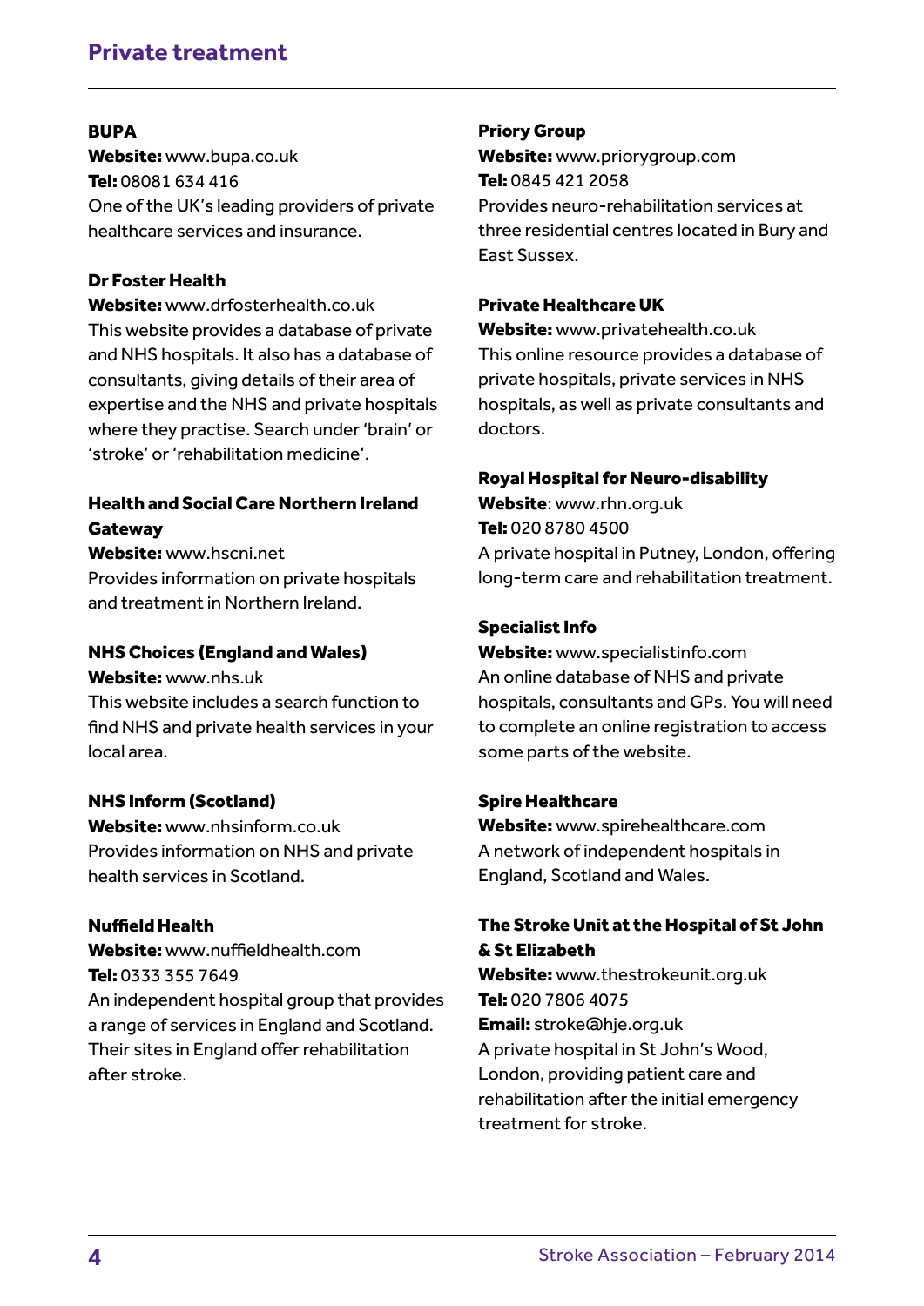## Private treatment

**BUPA**
**Website:** www.bupa.co.uk
**Tel:** 08081 634 416
One of the UK's leading providers of private healthcare services and insurance.

**Dr Foster Health**
**Website:** www.drfosterhealth.co.uk
This website provides a database of private and NHS hospitals. It also has a database of consultants, giving details of their area of expertise and the NHS and private hospitals where they practise. Search under 'brain' or 'stroke' or 'rehabilitation medicine'.

**Health and Social Care Northern Ireland Gateway**
**Website:** www.hscni.net
Provides information on private hospitals and treatment in Northern Ireland.

**NHS Choices (England and Wales)**
**Website:** www.nhs.uk
This website includes a search function to find NHS and private health services in your local area.

**NHS Inform (Scotland)**
**Website:** www.nhsinform.co.uk
Provides information on NHS and private health services in Scotland.

**Nuffield Health**
**Website:** www.nuffieldhealth.com
**Tel:** 0333 355 7649
An independent hospital group that provides a range of services in England and Scotland. Their sites in England offer rehabilitation after stroke.

**Priory Group**
**Website:** www.priorygroup.com
**Tel:** 0845 421 2058
Provides neuro-rehabilitation services at three residential centres located in Bury and East Sussex.

**Private Healthcare UK**
**Website:** www.privatehealth.co.uk
This online resource provides a database of private hospitals, private services in NHS hospitals, as well as private consultants and doctors.

**Royal Hospital for Neuro-disability**
**Website**: www.rhn.org.uk
**Tel:** 020 8780 4500
A private hospital in Putney, London, offering long-term care and rehabilitation treatment.

**Specialist Info**
**Website:** www.specialistinfo.com
An online database of NHS and private hospitals, consultants and GPs. You will need to complete an online registration to access some parts of the website.

**Spire Healthcare**
**Website:** www.spirehealthcare.com
A network of independent hospitals in England, Scotland and Wales.

**The Stroke Unit at the Hospital of St John & St Elizabeth**
**Website:** www.thestrokeunit.org.uk
**Tel:** 020 7806 4075
**Email:** stroke@hje.org.uk
A private hospital in St John's Wood, London, providing patient care and rehabilitation after the initial emergency treatment for stroke.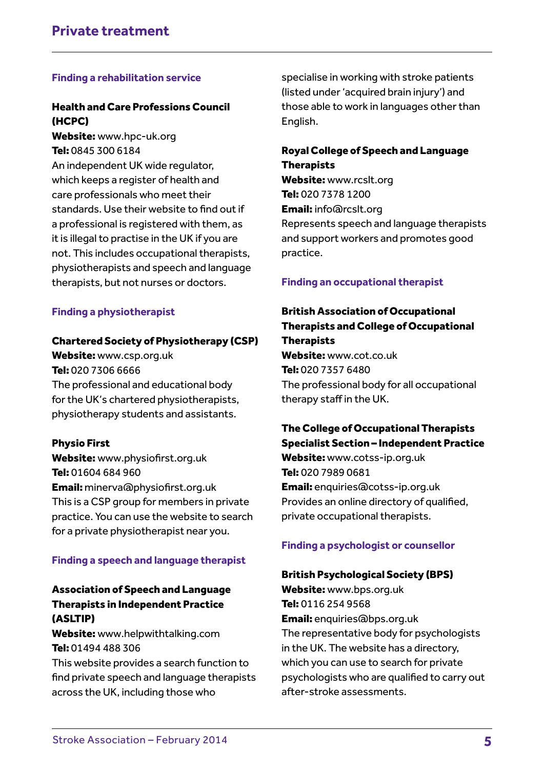## Private treatment

### Finding a rehabilitation service

**Health and Care Professions Council (HCPC)**
**Website:** www.hpc-uk.org
**Tel:** 0845 300 6184
An independent UK wide regulator, which keeps a register of health and care professionals who meet their standards. Use their website to find out if a professional is registered with them, as it is illegal to practise in the UK if you are not. This includes occupational therapists, physiotherapists and speech and language therapists, but not nurses or doctors.

### Finding a physiotherapist

**Chartered Society of Physiotherapy (CSP)**
**Website:** www.csp.org.uk
**Tel:** 020 7306 6666
The professional and educational body for the UK's chartered physiotherapists, physiotherapy students and assistants.

**Physio First**
**Website:** www.physiofirst.org.uk
**Tel:** 01604 684 960
**Email:** minerva@physiofirst.org.uk
This is a CSP group for members in private practice. You can use the website to search for a private physiotherapist near you.

### Finding a speech and language therapist

**Association of Speech and Language Therapists in Independent Practice (ASLTIP)**
**Website:** www.helpwithtalking.com
**Tel:** 01494 488 306
This website provides a search function to find private speech and language therapists across the UK, including those who specialise in working with stroke patients (listed under 'acquired brain injury') and those able to work in languages other than English.

**Royal College of Speech and Language Therapists**
**Website:** www.rcslt.org
**Tel:** 020 7378 1200
**Email:** info@rcslt.org
Represents speech and language therapists and support workers and promotes good practice.

### Finding an occupational therapist

**British Association of Occupational Therapists and College of Occupational Therapists**
**Website:** www.cot.co.uk
**Tel:** 020 7357 6480
The professional body for all occupational therapy staff in the UK.

**The College of Occupational Therapists Specialist Section – Independent Practice**
**Website:** www.cotss-ip.org.uk
**Tel:** 020 7989 0681
**Email:** enquiries@cotss-ip.org.uk
Provides an online directory of qualified, private occupational therapists.

### Finding a psychologist or counsellor

**British Psychological Society (BPS)**
**Website:** www.bps.org.uk
**Tel:** 0116 254 9568
**Email:** enquiries@bps.org.uk
The representative body for psychologists in the UK. The website has a directory, which you can use to search for private psychologists who are qualified to carry out after-stroke assessments.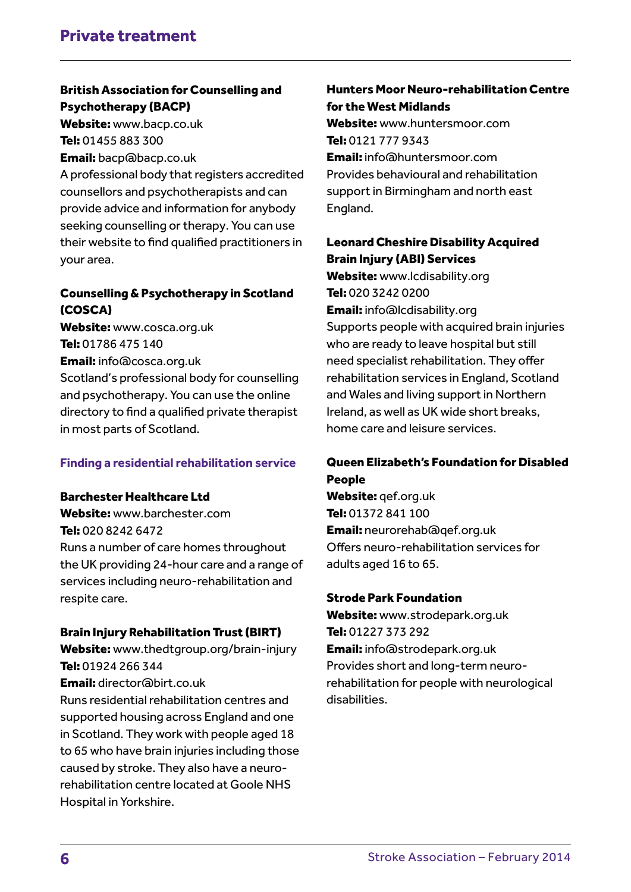## Private treatment

**British Association for Counselling and Psychotherapy (BACP)**
**Website:** www.bacp.co.uk
**Tel:** 01455 883 300
**Email:** bacp@bacp.co.uk
A professional body that registers accredited counsellors and psychotherapists and can provide advice and information for anybody seeking counselling or therapy. You can use their website to find qualified practitioners in your area.

**Counselling & Psychotherapy in Scotland (COSCA)**
**Website:** www.cosca.org.uk
**Tel:** 01786 475 140
**Email:** info@cosca.org.uk
Scotland's professional body for counselling and psychotherapy. You can use the online directory to find a qualified private therapist in most parts of Scotland.

### Finding a residential rehabilitation service

**Barchester Healthcare Ltd**
**Website:** www.barchester.com
**Tel:** 020 8242 6472
Runs a number of care homes throughout the UK providing 24-hour care and a range of services including neuro-rehabilitation and respite care.

**Brain Injury Rehabilitation Trust (BIRT)**
**Website:** www.thedtgroup.org/brain-injury
**Tel:** 01924 266 344
**Email:** director@birt.co.uk
Runs residential rehabilitation centres and supported housing across England and one in Scotland. They work with people aged 18 to 65 who have brain injuries including those caused by stroke. They also have a neuro-rehabilitation centre located at Goole NHS Hospital in Yorkshire.

**Hunters Moor Neuro-rehabilitation Centre for the West Midlands**
**Website:** www.huntersmoor.com
**Tel:** 0121 777 9343
**Email:** info@huntersmoor.com
Provides behavioural and rehabilitation support in Birmingham and north east England.

**Leonard Cheshire Disability Acquired Brain Injury (ABI) Services**
**Website:** www.lcdisability.org
**Tel:** 020 3242 0200
**Email:** info@lcdisability.org
Supports people with acquired brain injuries who are ready to leave hospital but still need specialist rehabilitation. They offer rehabilitation services in England, Scotland and Wales and living support in Northern Ireland, as well as UK wide short breaks, home care and leisure services.

**Queen Elizabeth's Foundation for Disabled People**
**Website:** qef.org.uk
**Tel:** 01372 841 100
**Email:** neurorehab@qef.org.uk
Offers neuro-rehabilitation services for adults aged 16 to 65.

**Strode Park Foundation**
**Website:** www.strodepark.org.uk
**Tel:** 01227 373 292
**Email:** info@strodepark.org.uk
Provides short and long-term neuro-rehabilitation for people with neurological disabilities.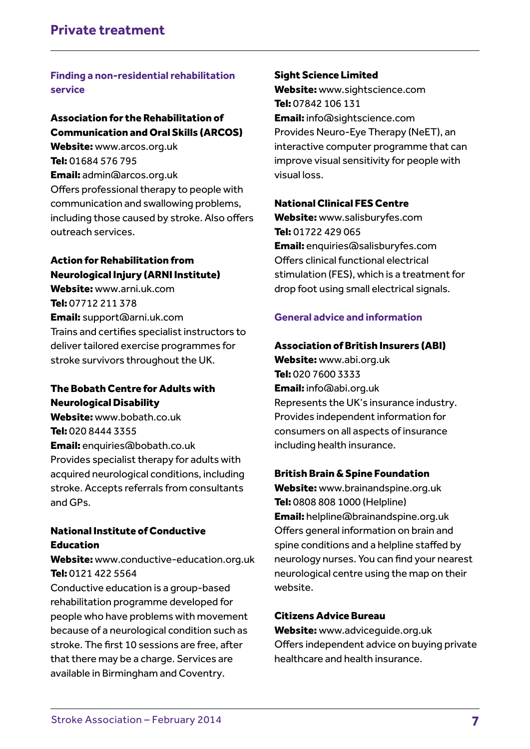## Private treatment

### Finding a non-residential rehabilitation service

**Association for the Rehabilitation of Communication and Oral Skills (ARCOS)**
**Website:** www.arcos.org.uk
**Tel:** 01684 576 795
**Email:** admin@arcos.org.uk
Offers professional therapy to people with communication and swallowing problems, including those caused by stroke. Also offers outreach services.

**Action for Rehabilitation from Neurological Injury (ARNI Institute)**
**Website:** www.arni.uk.com
**Tel:** 07712 211 378
**Email:** support@arni.uk.com
Trains and certifies specialist instructors to deliver tailored exercise programmes for stroke survivors throughout the UK.

**The Bobath Centre for Adults with Neurological Disability**
**Website:** www.bobath.co.uk
**Tel:** 020 8444 3355
**Email:** enquiries@bobath.co.uk
Provides specialist therapy for adults with acquired neurological conditions, including stroke. Accepts referrals from consultants and GPs.

**National Institute of Conductive Education**
**Website:** www.conductive-education.org.uk
**Tel:** 0121 422 5564
Conductive education is a group-based rehabilitation programme developed for people who have problems with movement because of a neurological condition such as stroke. The first 10 sessions are free, after that there may be a charge. Services are available in Birmingham and Coventry.

**Sight Science Limited**
**Website:** www.sightscience.com
**Tel:** 07842 106 131
**Email:** info@sightscience.com
Provides Neuro-Eye Therapy (NeET), an interactive computer programme that can improve visual sensitivity for people with visual loss.

**National Clinical FES Centre**
**Website:** www.salisburyfes.com
**Tel:** 01722 429 065
**Email:** enquiries@salisburyfes.com
Offers clinical functional electrical stimulation (FES), which is a treatment for drop foot using small electrical signals.

### General advice and information

**Association of British Insurers (ABI)**
**Website:** www.abi.org.uk
**Tel:** 020 7600 3333
**Email:** info@abi.org.uk
Represents the UK's insurance industry. Provides independent information for consumers on all aspects of insurance including health insurance.

**British Brain & Spine Foundation**
**Website:** www.brainandspine.org.uk
**Tel:** 0808 808 1000 (Helpline)
**Email:** helpline@brainandspine.org.uk
Offers general information on brain and spine conditions and a helpline staffed by neurology nurses. You can find your nearest neurological centre using the map on their website.

**Citizens Advice Bureau**
**Website:** www.adviceguide.org.uk
Offers independent advice on buying private healthcare and health insurance.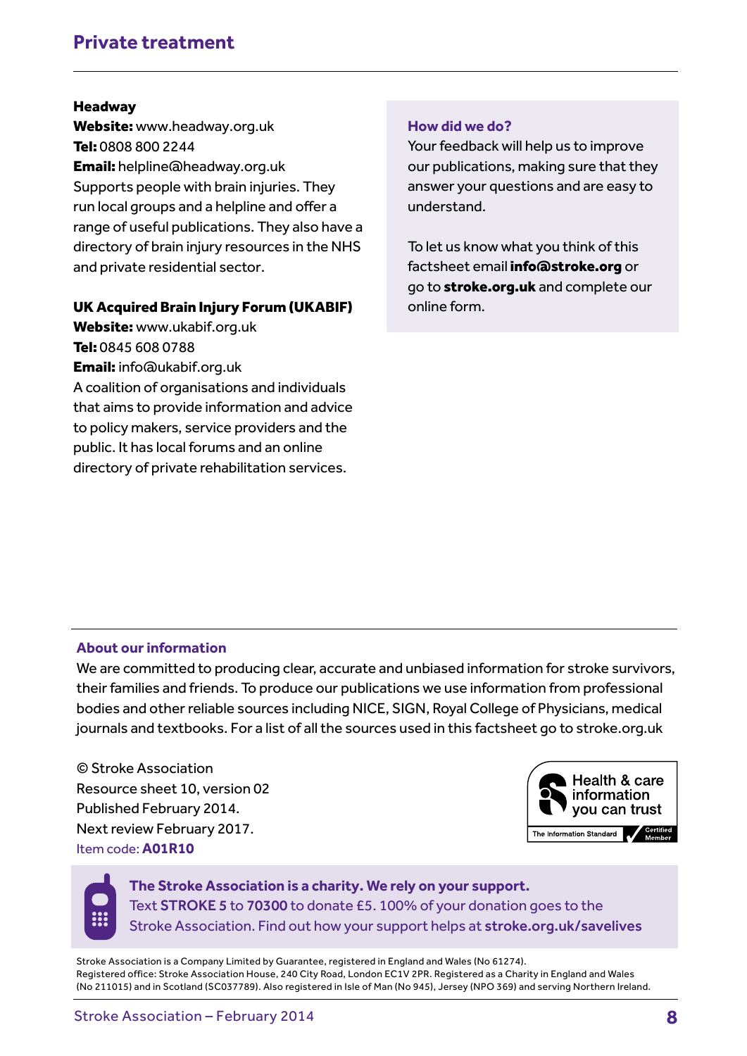## Private treatment

**Headway**
**Website:** www.headway.org.uk
**Tel:** 0808 800 2244
**Email:** helpline@headway.org.uk
Supports people with brain injuries. They run local groups and a helpline and offer a range of useful publications. They also have a directory of brain injury resources in the NHS and private residential sector.

**UK Acquired Brain Injury Forum (UKABIF)**
**Website:** www.ukabif.org.uk
**Tel:** 0845 608 0788
**Email:** info@ukabif.org.uk
A coalition of organisations and individuals that aims to provide information and advice to policy makers, service providers and the public. It has local forums and an online directory of private rehabilitation services.

### How did we do?

Your feedback will help us to improve our publications, making sure that they answer your questions and are easy to understand.

To let us know what you think of this factsheet email **info@stroke.org** or go to **stroke.org.uk** and complete our online form.

### About our information

We are committed to producing clear, accurate and unbiased information for stroke survivors, their families and friends. To produce our publications we use information from professional bodies and other reliable sources including NICE, SIGN, Royal College of Physicians, medical journals and textbooks. For a list of all the sources used in this factsheet go to stroke.org.uk

© Stroke Association
Resource sheet 10, version 02
Published February 2014.
Next review February 2017.
Item code: **A01R10**

Health & care information you can trust
The Information Standard Certified Member

**The Stroke Association is a charity. We rely on your support.**
Text **STROKE 5** to **70300** to donate £5. 100% of your donation goes to the Stroke Association. Find out how your support helps at **stroke.org.uk/savelives**

Stroke Association is a Company Limited by Guarantee, registered in England and Wales (No 61274).
Registered office: Stroke Association House, 240 City Road, London EC1V 2PR. Registered as a Charity in England and Wales (No 211015) and in Scotland (SC037789). Also registered in Isle of Man (No 945), Jersey (NPO 369) and serving Northern Ireland.

Stroke Association – February 2014